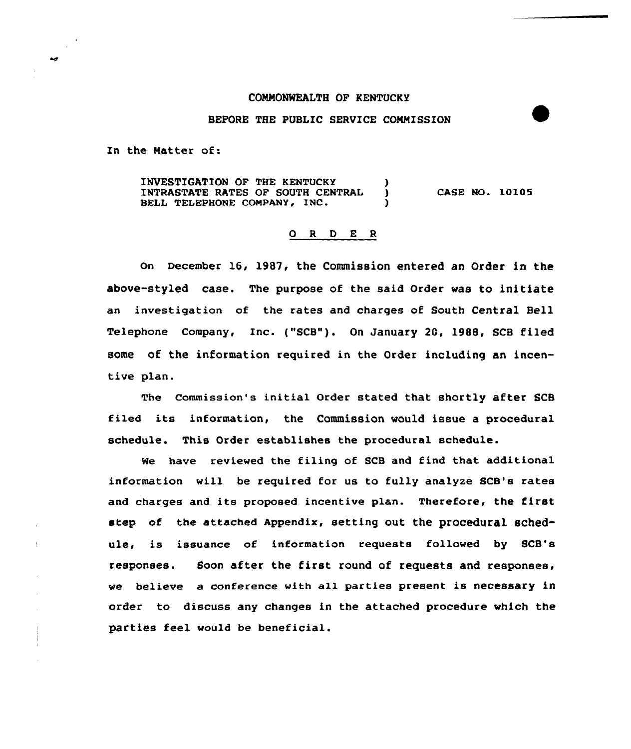COMMONWEALTH OF KENTUCKY

BEFORE THE PUBLIC SERVICE COMMISSION

In the Matter of:

INVESTIGATION OF THE KENTUCKY INTRASTATE RATES OF SOUTH CENTRAL BELL TELEPHONE COMPANY, INC. ) CASE NO. 10105

## O R D E R

On December 16, 1987, the Commission entered an Order in the above-styled case. The purpose of the said Order was to initiate an investigation of the rates and charges of South Central Bell Telephone Company, Inc. ("SCB"). On January 20, 1988, SCB filed some of the information required in the Order including an incentive plan.

The Commission's initial Order stated that shortly after SCB filed its information, the Commission would issue a procedural schedule. This Order establishes the procedural schedule.

We have reviewed the filing of SCB and find that additional information will be required for us to fully analyze SCB's rates and charges and its proposed incentive plan. Therefore, the first step of the attached Appendix, setting out the procedural schedule, is issuance of information requests followed by SCB's responses. Soon after the first round of requests and responses, we believe a conference with all parties present is necessary in order to discuss any changes in the attached procedure which the parties feel would be beneficial.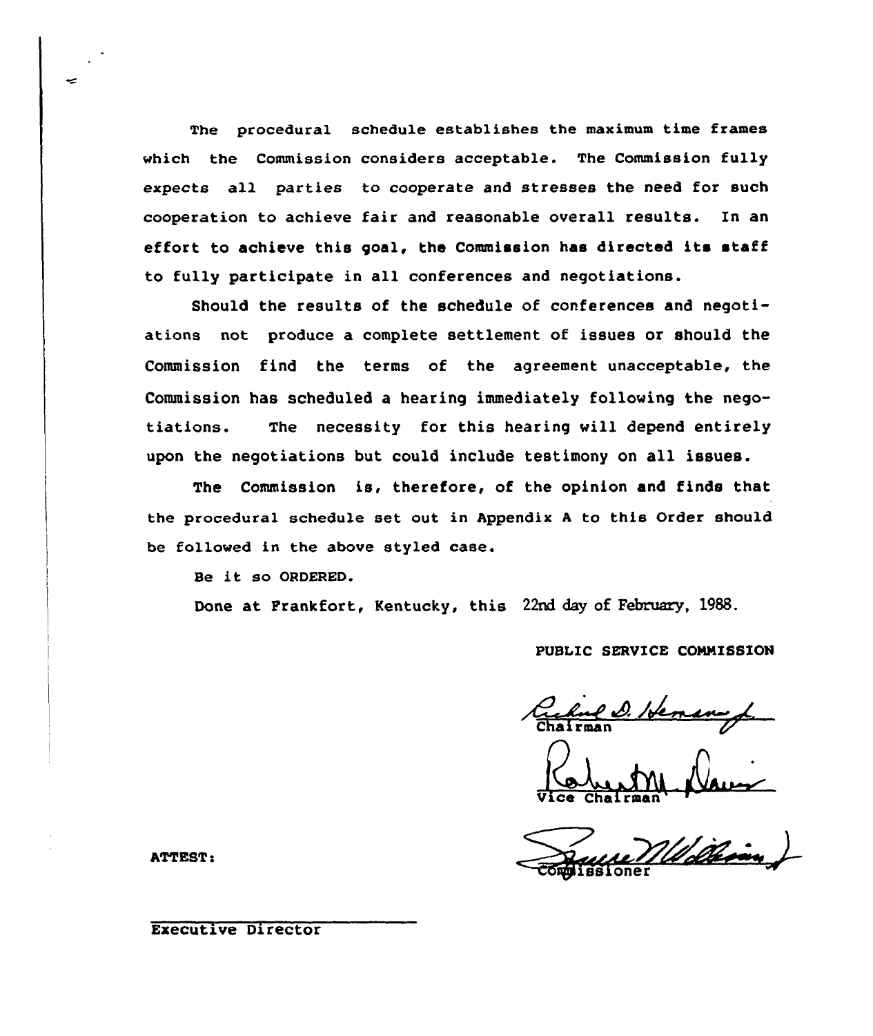The procedural schedule establishes the maximum time frames which the Commission considers acceptable. The Commission fully expects all parties to cooperate and stresses the need for such cooperation to achieve fair and reasonable overall results. In an effort to achieve this goal, the Commission has directed its staff to fully participate in all conferences and negotiations.

Should the results of the schedule of conferences and negotiations not produce a complete settlement of issues or should the Commission find the terms of the agreement unacceptable, the Commission has scheduled a hearing immediately following the negotiations. The necessity for this hearing will depend entirely upon the negotiations but could include testimony on all issues.

The Commission is, therefore, of the opinion and finds that the procedural schedule set out in Appendix A to this Order should be followed in the above styled case.

Be it so ORDERED.

Done at Frankfort, Kentucky, this 22nd day of February, 1988.

PUBLIC SERVICE COMMISSION

Chairman

Vice Chairman

Commissioner

ATTEST:

Executive Director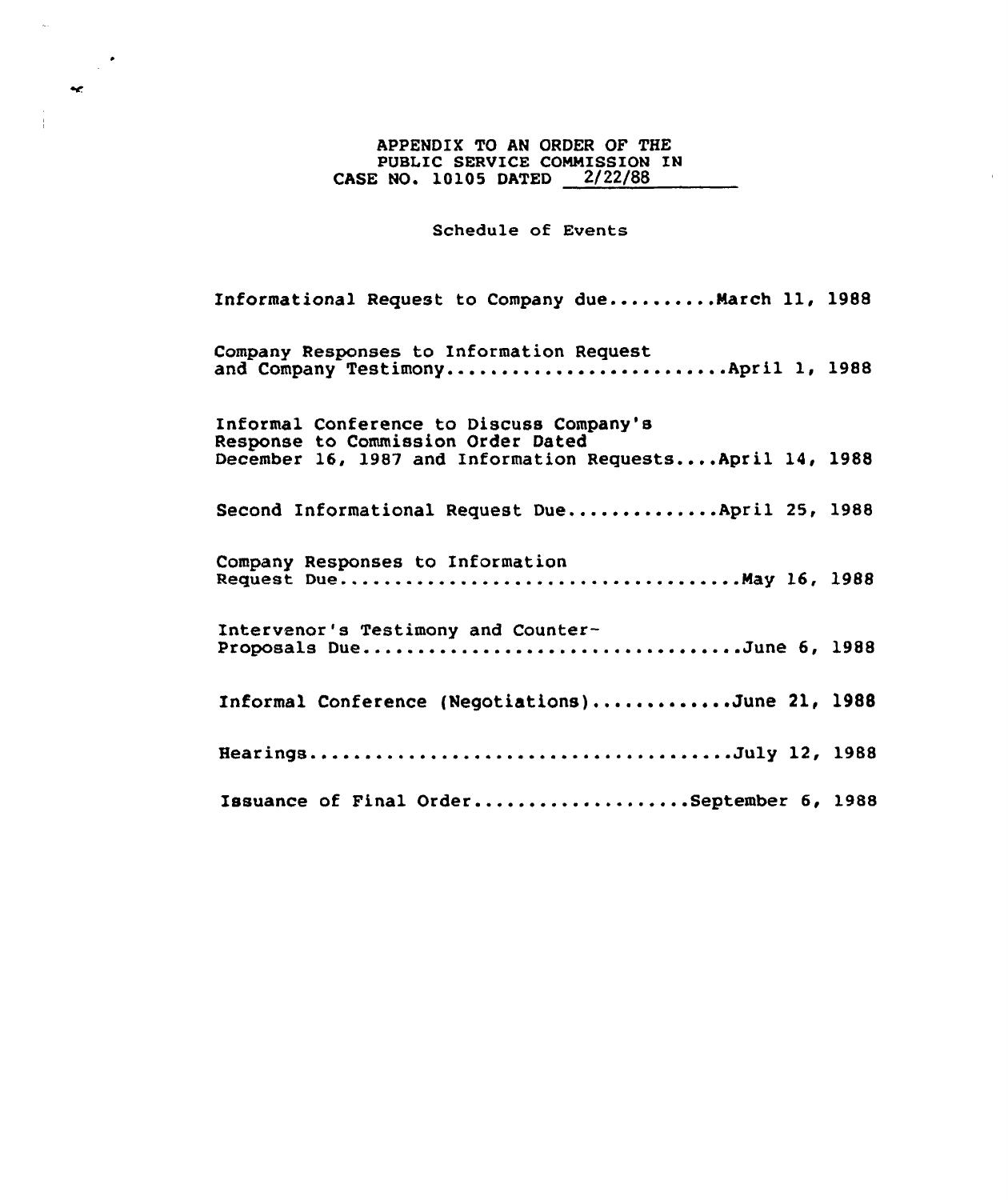APPENDIX TO AN ORDER OF THE PUBLIC SERVICE COMMISSION IN CASE NO. 10105 DATED 2/22/88

Schedule of Events

Informational Request to Company due..........March 11, 1988

Company Responses to Information Request and Company Testimony..........................April 1, 1988

Informal Conference to Discuss Company's Response to Commission Order Dated December 16, 1987 and Information Requests....April 14, 1988

Second Informational Request Due..............April 25, 1988

Company Responses to Information Request Due....................................May 16, 1988

Intervenor's Testimony and Counter-Proposals Due...................................June 6, 1988

Informal Conference (Negotiations).............June 21, 1988

Hearings.......................................July 12, 1988

Issuance of Final Order...................September 6, 1988